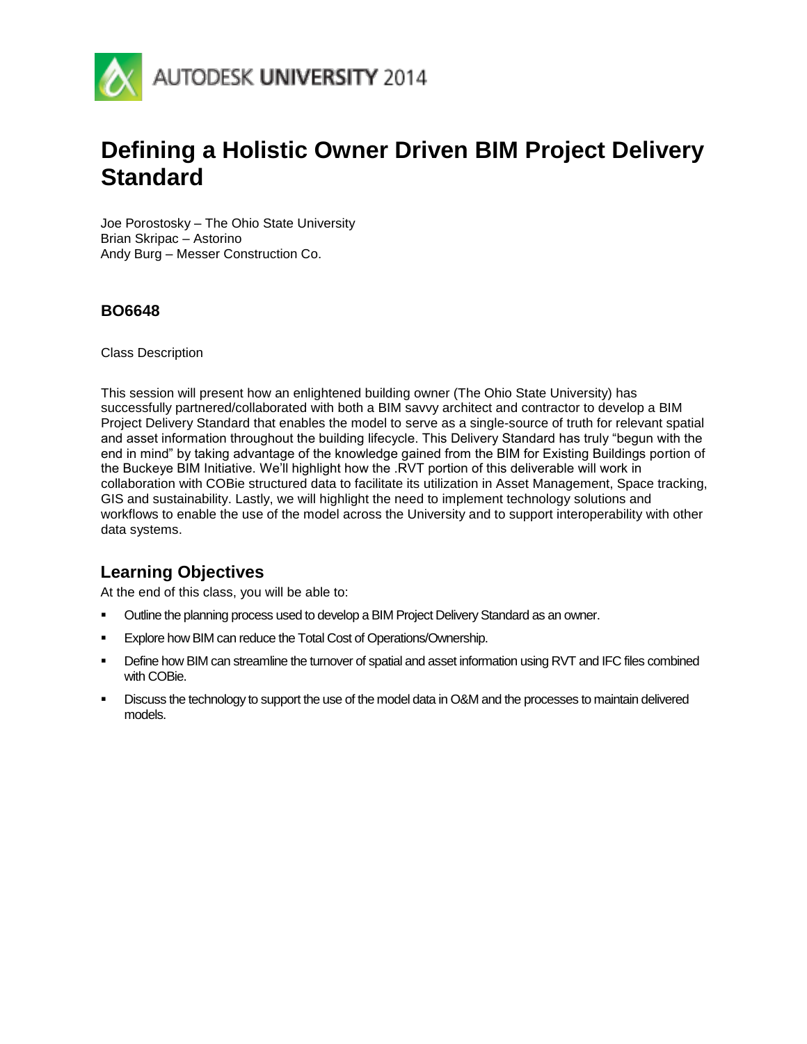AUTODESK UNIVERSITY 2014

# Defining a Holistic Owner Driven BIM Project Delivery Standard

Joe Porostosky – The Ohio State University
Brian Skripac – Astorino
Andy Burg – Messer Construction Co.

### BO6648

Class Description

This session will present how an enlightened building owner (The Ohio State University) has successfully partnered/collaborated with both a BIM savvy architect and contractor to develop a BIM Project Delivery Standard that enables the model to serve as a single-source of truth for relevant spatial and asset information throughout the building lifecycle. This Delivery Standard has truly "begun with the end in mind" by taking advantage of the knowledge gained from the BIM for Existing Buildings portion of the Buckeye BIM Initiative. We'll highlight how the .RVT portion of this deliverable will work in collaboration with COBie structured data to facilitate its utilization in Asset Management, Space tracking, GIS and sustainability. Lastly, we will highlight the need to implement technology solutions and workflows to enable the use of the model across the University and to support interoperability with other data systems.

## Learning Objectives

At the end of this class, you will be able to:

- Outline the planning process used to develop a BIM Project Delivery Standard as an owner.
- Explore how BIM can reduce the Total Cost of Operations/Ownership.
- Define how BIM can streamline the turnover of spatial and asset information using RVT and IFC files combined with COBie.
- Discuss the technology to support the use of the model data in O&M and the processes to maintain delivered models.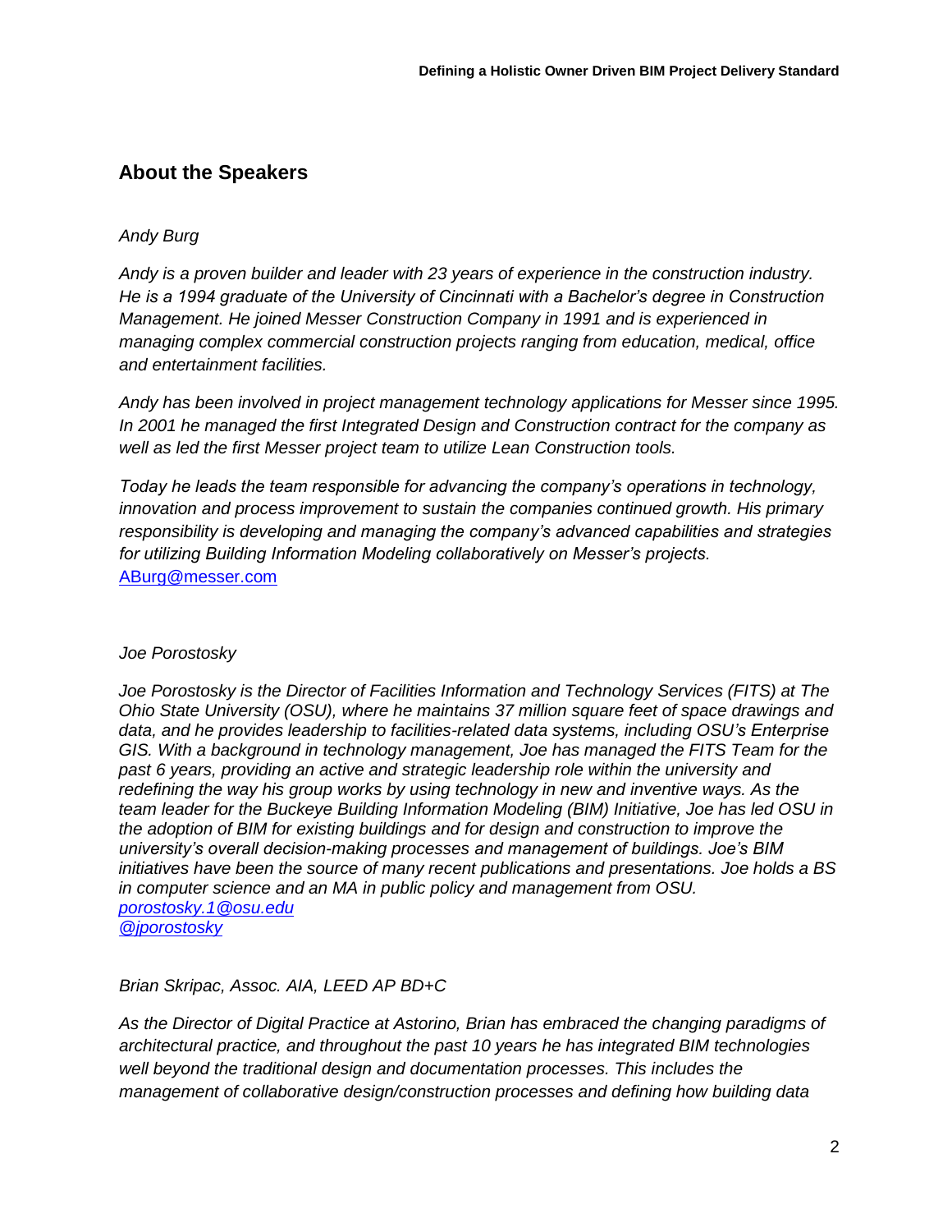## About the Speakers

*Andy Burg*

*Andy is a proven builder and leader with 23 years of experience in the construction industry. He is a 1994 graduate of the University of Cincinnati with a Bachelor's degree in Construction Management. He joined Messer Construction Company in 1991 and is experienced in managing complex commercial construction projects ranging from education, medical, office and entertainment facilities.*

*Andy has been involved in project management technology applications for Messer since 1995. In 2001 he managed the first Integrated Design and Construction contract for the company as well as led the first Messer project team to utilize Lean Construction tools.*

*Today he leads the team responsible for advancing the company's operations in technology, innovation and process improvement to sustain the companies continued growth. His primary responsibility is developing and managing the company's advanced capabilities and strategies for utilizing Building Information Modeling collaboratively on Messer's projects.*
ABurg@messer.com

*Joe Porostosky*

*Joe Porostosky is the Director of Facilities Information and Technology Services (FITS) at The Ohio State University (OSU), where he maintains 37 million square feet of space drawings and data, and he provides leadership to facilities-related data systems, including OSU's Enterprise GIS. With a background in technology management, Joe has managed the FITS Team for the past 6 years, providing an active and strategic leadership role within the university and redefining the way his group works by using technology in new and inventive ways. As the team leader for the Buckeye Building Information Modeling (BIM) Initiative, Joe has led OSU in the adoption of BIM for existing buildings and for design and construction to improve the university's overall decision-making processes and management of buildings. Joe's BIM initiatives have been the source of many recent publications and presentations. Joe holds a BS in computer science and an MA in public policy and management from OSU.*
*porostosky.1@osu.edu*
*@jporostosky*

*Brian Skripac, Assoc. AIA, LEED AP BD+C*

*As the Director of Digital Practice at Astorino, Brian has embraced the changing paradigms of architectural practice, and throughout the past 10 years he has integrated BIM technologies well beyond the traditional design and documentation processes. This includes the management of collaborative design/construction processes and defining how building data*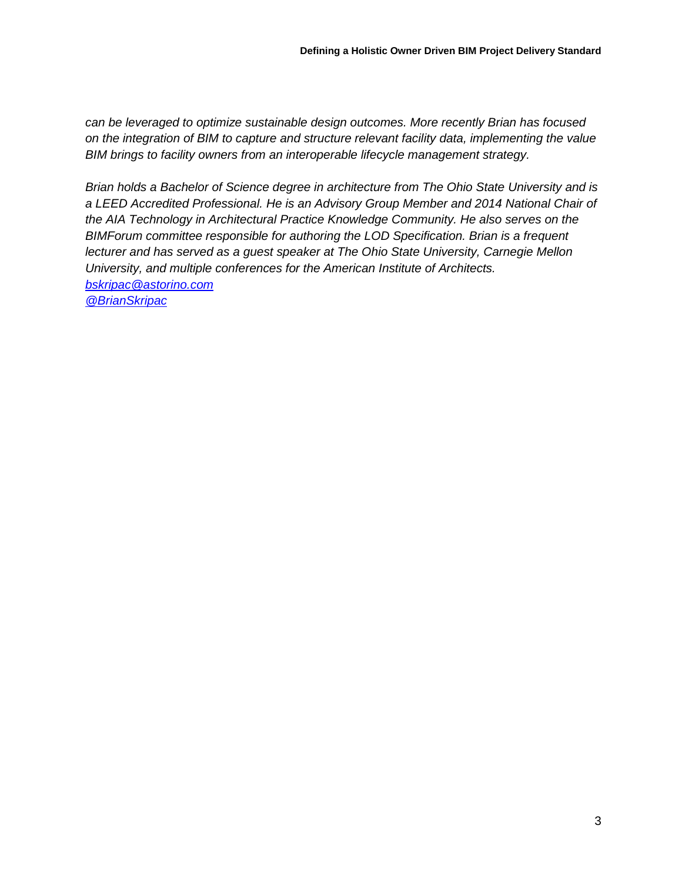*can be leveraged to optimize sustainable design outcomes. More recently Brian has focused on the integration of BIM to capture and structure relevant facility data, implementing the value BIM brings to facility owners from an interoperable lifecycle management strategy.*

*Brian holds a Bachelor of Science degree in architecture from The Ohio State University and is a LEED Accredited Professional. He is an Advisory Group Member and 2014 National Chair of the AIA Technology in Architectural Practice Knowledge Community. He also serves on the BIMForum committee responsible for authoring the LOD Specification. Brian is a frequent lecturer and has served as a guest speaker at The Ohio State University, Carnegie Mellon University, and multiple conferences for the American Institute of Architects.*
*bskripac@astorino.com*
*@BrianSkripac*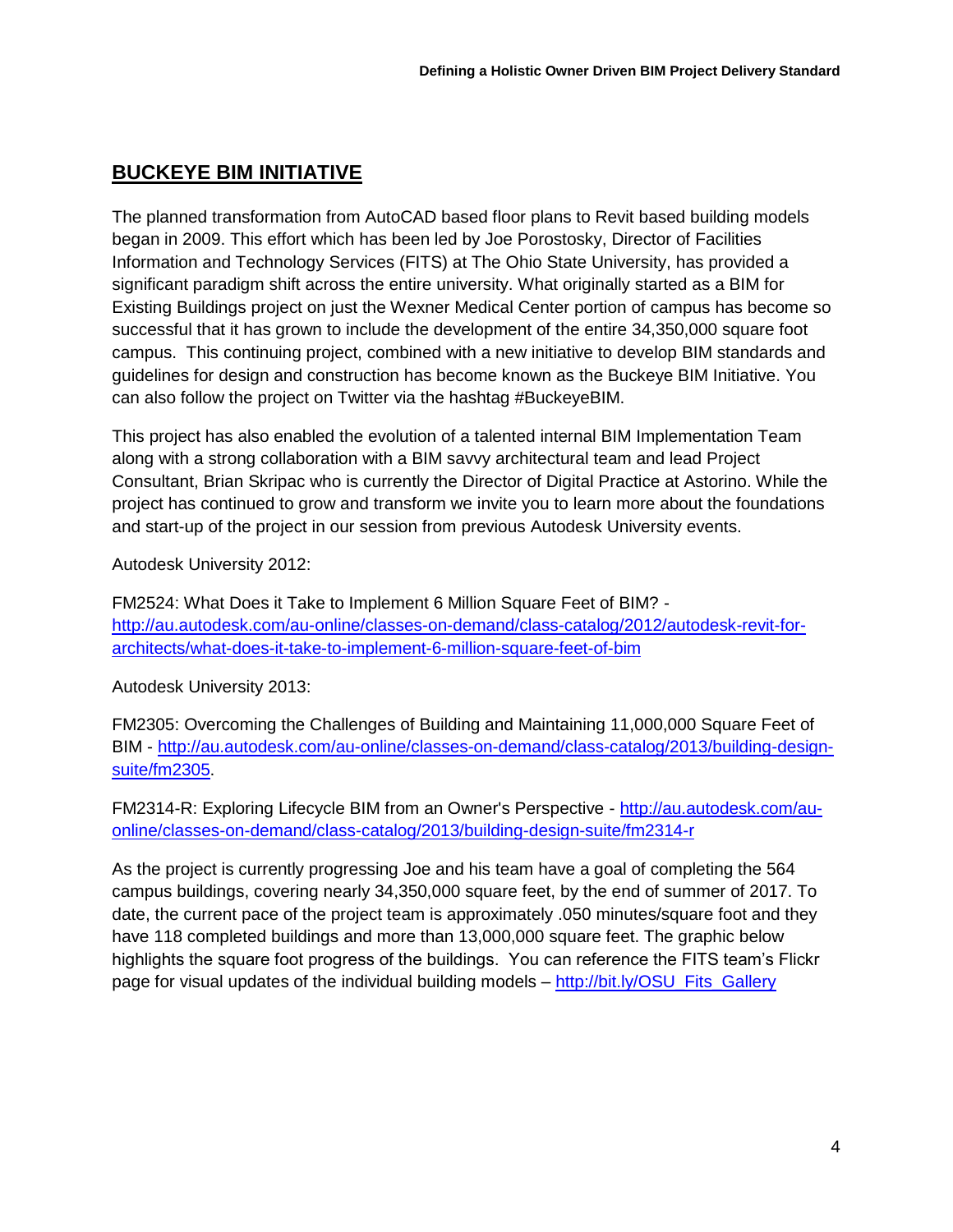## BUCKEYE BIM INITIATIVE

The planned transformation from AutoCAD based floor plans to Revit based building models began in 2009. This effort which has been led by Joe Porostosky, Director of Facilities Information and Technology Services (FITS) at The Ohio State University, has provided a significant paradigm shift across the entire university. What originally started as a BIM for Existing Buildings project on just the Wexner Medical Center portion of campus has become so successful that it has grown to include the development of the entire 34,350,000 square foot campus. This continuing project, combined with a new initiative to develop BIM standards and guidelines for design and construction has become known as the Buckeye BIM Initiative. You can also follow the project on Twitter via the hashtag #BuckeyeBIM.

This project has also enabled the evolution of a talented internal BIM Implementation Team along with a strong collaboration with a BIM savvy architectural team and lead Project Consultant, Brian Skripac who is currently the Director of Digital Practice at Astorino. While the project has continued to grow and transform we invite you to learn more about the foundations and start-up of the project in our session from previous Autodesk University events.

Autodesk University 2012:

FM2524: What Does it Take to Implement 6 Million Square Feet of BIM? - [http://au.autodesk.com/au-online/classes-on-demand/class-catalog/2012/autodesk-revit-for-architects/what-does-it-take-to-implement-6-million-square-feet-of-bim](http://au.autodesk.com/au-online/classes-on-demand/class-catalog/2012/autodesk-revit-for-architects/what-does-it-take-to-implement-6-million-square-feet-of-bim)

Autodesk University 2013:

FM2305: Overcoming the Challenges of Building and Maintaining 11,000,000 Square Feet of BIM - [http://au.autodesk.com/au-online/classes-on-demand/class-catalog/2013/building-design-suite/fm2305](http://au.autodesk.com/au-online/classes-on-demand/class-catalog/2013/building-design-suite/fm2305).

FM2314-R: Exploring Lifecycle BIM from an Owner's Perspective - [http://au.autodesk.com/au-online/classes-on-demand/class-catalog/2013/building-design-suite/fm2314-r](http://au.autodesk.com/au-online/classes-on-demand/class-catalog/2013/building-design-suite/fm2314-r)

As the project is currently progressing Joe and his team have a goal of completing the 564 campus buildings, covering nearly 34,350,000 square feet, by the end of summer of 2017. To date, the current pace of the project team is approximately .050 minutes/square foot and they have 118 completed buildings and more than 13,000,000 square feet. The graphic below highlights the square foot progress of the buildings. You can reference the FITS team's Flickr page for visual updates of the individual building models – [http://bit.ly/OSU_Fits_Gallery](http://bit.ly/OSU_Fits_Gallery)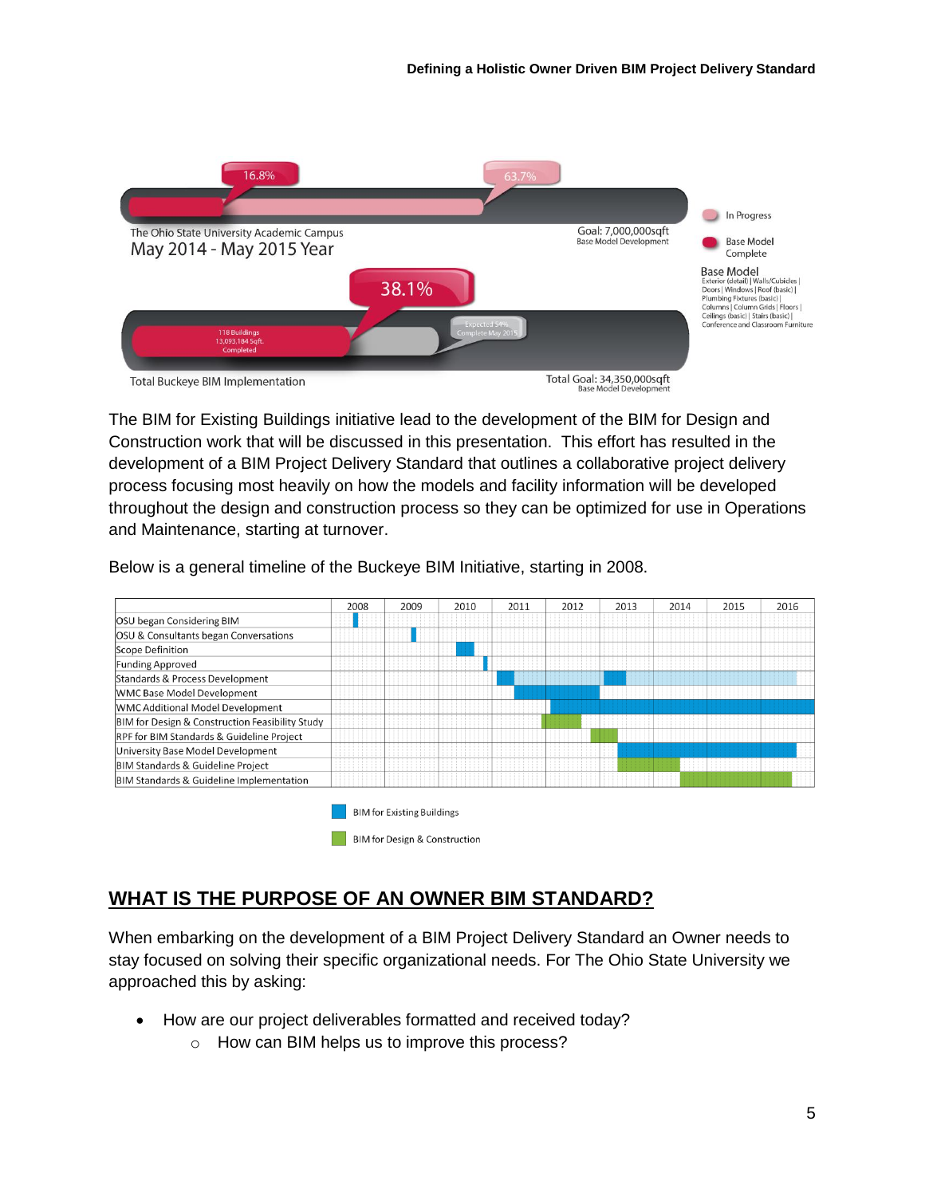The BIM for Existing Buildings initiative lead to the development of the BIM for Design and Construction work that will be discussed in this presentation. This effort has resulted in the development of a BIM Project Delivery Standard that outlines a collaborative project delivery process focusing most heavily on how the models and facility information will be developed throughout the design and construction process so they can be optimized for use in Operations and Maintenance, starting at turnover.

Below is a general timeline of the Buckeye BIM Initiative, starting in 2008.

## WHAT IS THE PURPOSE OF AN OWNER BIM STANDARD?

When embarking on the development of a BIM Project Delivery Standard an Owner needs to stay focused on solving their specific organizational needs. For The Ohio State University we approached this by asking:

- How are our project deliverables formatted and received today?
    - How can BIM helps us to improve this process?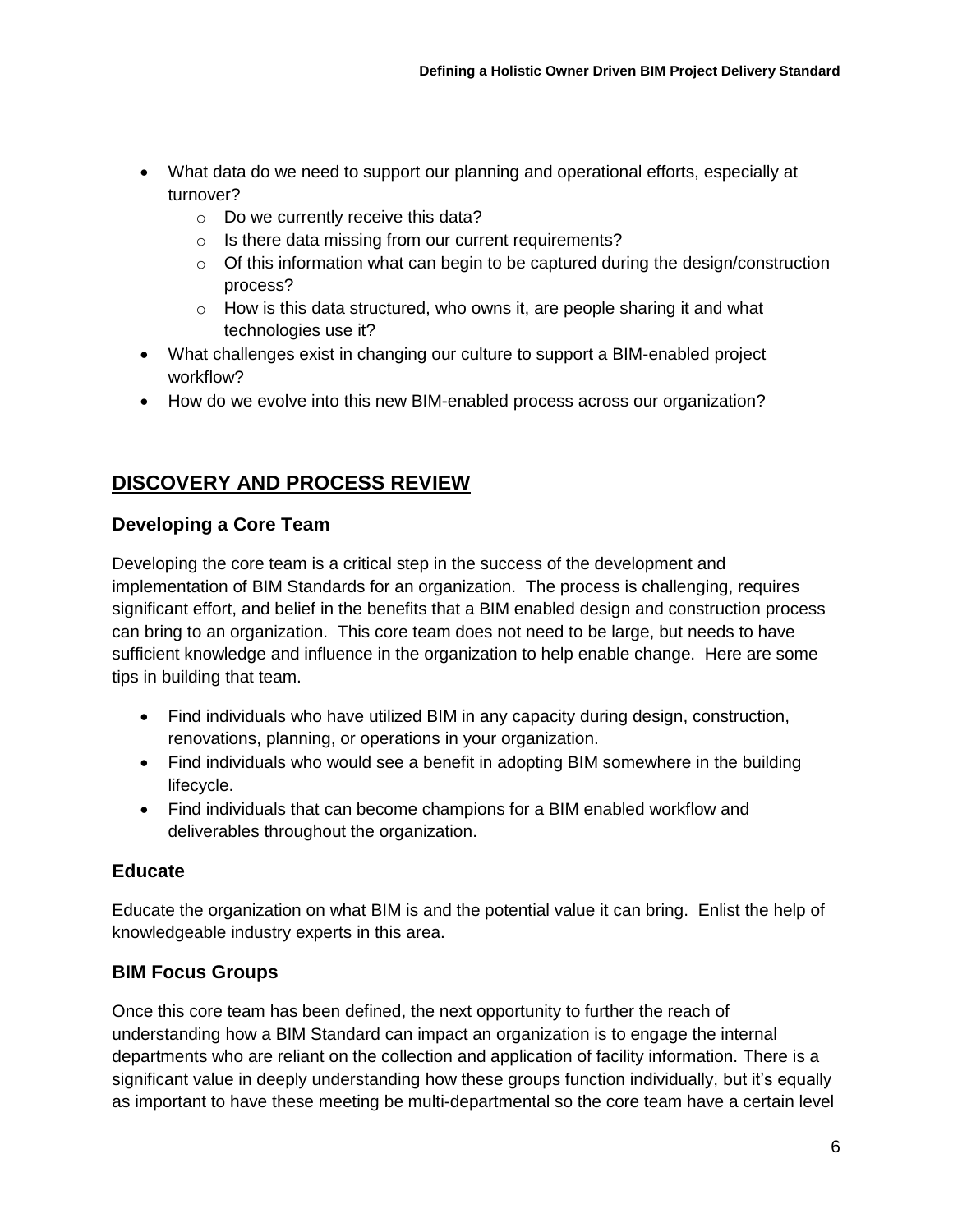- What data do we need to support our planning and operational efforts, especially at turnover?
  - Do we currently receive this data?
  - Is there data missing from our current requirements?
  - Of this information what can begin to be captured during the design/construction process?
  - How is this data structured, who owns it, are people sharing it and what technologies use it?
- What challenges exist in changing our culture to support a BIM-enabled project workflow?
- How do we evolve into this new BIM-enabled process across our organization?

## DISCOVERY AND PROCESS REVIEW

### Developing a Core Team

Developing the core team is a critical step in the success of the development and implementation of BIM Standards for an organization. The process is challenging, requires significant effort, and belief in the benefits that a BIM enabled design and construction process can bring to an organization. This core team does not need to be large, but needs to have sufficient knowledge and influence in the organization to help enable change. Here are some tips in building that team.

- Find individuals who have utilized BIM in any capacity during design, construction, renovations, planning, or operations in your organization.
- Find individuals who would see a benefit in adopting BIM somewhere in the building lifecycle.
- Find individuals that can become champions for a BIM enabled workflow and deliverables throughout the organization.

### Educate

Educate the organization on what BIM is and the potential value it can bring. Enlist the help of knowledgeable industry experts in this area.

### BIM Focus Groups

Once this core team has been defined, the next opportunity to further the reach of understanding how a BIM Standard can impact an organization is to engage the internal departments who are reliant on the collection and application of facility information. There is a significant value in deeply understanding how these groups function individually, but it's equally as important to have these meeting be multi-departmental so the core team have a certain level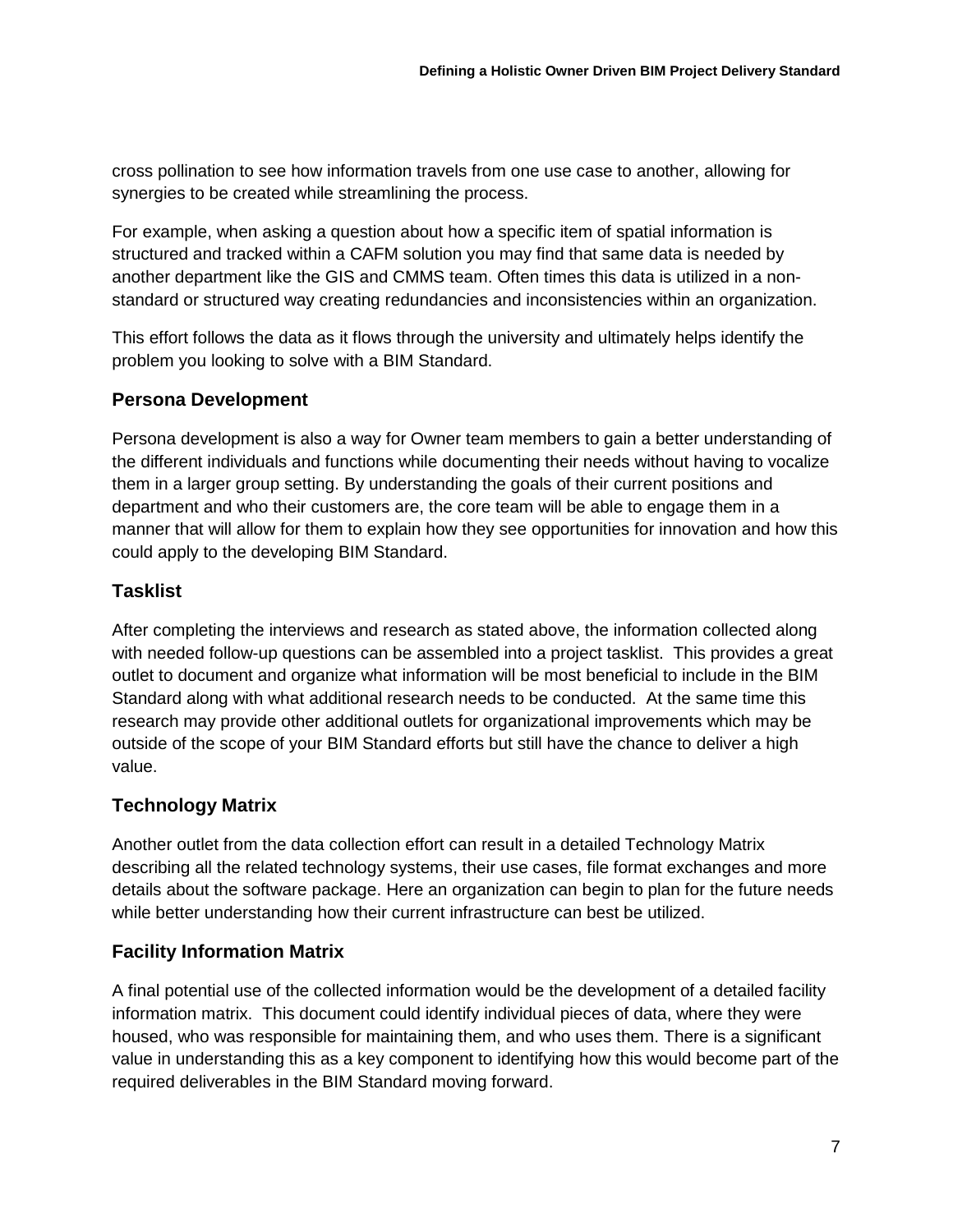cross pollination to see how information travels from one use case to another, allowing for synergies to be created while streamlining the process.

For example, when asking a question about how a specific item of spatial information is structured and tracked within a CAFM solution you may find that same data is needed by another department like the GIS and CMMS team. Often times this data is utilized in a non-standard or structured way creating redundancies and inconsistencies within an organization.

This effort follows the data as it flows through the university and ultimately helps identify the problem you looking to solve with a BIM Standard.

### Persona Development

Persona development is also a way for Owner team members to gain a better understanding of the different individuals and functions while documenting their needs without having to vocalize them in a larger group setting. By understanding the goals of their current positions and department and who their customers are, the core team will be able to engage them in a manner that will allow for them to explain how they see opportunities for innovation and how this could apply to the developing BIM Standard.

### Tasklist

After completing the interviews and research as stated above, the information collected along with needed follow-up questions can be assembled into a project tasklist. This provides a great outlet to document and organize what information will be most beneficial to include in the BIM Standard along with what additional research needs to be conducted. At the same time this research may provide other additional outlets for organizational improvements which may be outside of the scope of your BIM Standard efforts but still have the chance to deliver a high value.

### Technology Matrix

Another outlet from the data collection effort can result in a detailed Technology Matrix describing all the related technology systems, their use cases, file format exchanges and more details about the software package. Here an organization can begin to plan for the future needs while better understanding how their current infrastructure can best be utilized.

### Facility Information Matrix

A final potential use of the collected information would be the development of a detailed facility information matrix. This document could identify individual pieces of data, where they were housed, who was responsible for maintaining them, and who uses them. There is a significant value in understanding this as a key component to identifying how this would become part of the required deliverables in the BIM Standard moving forward.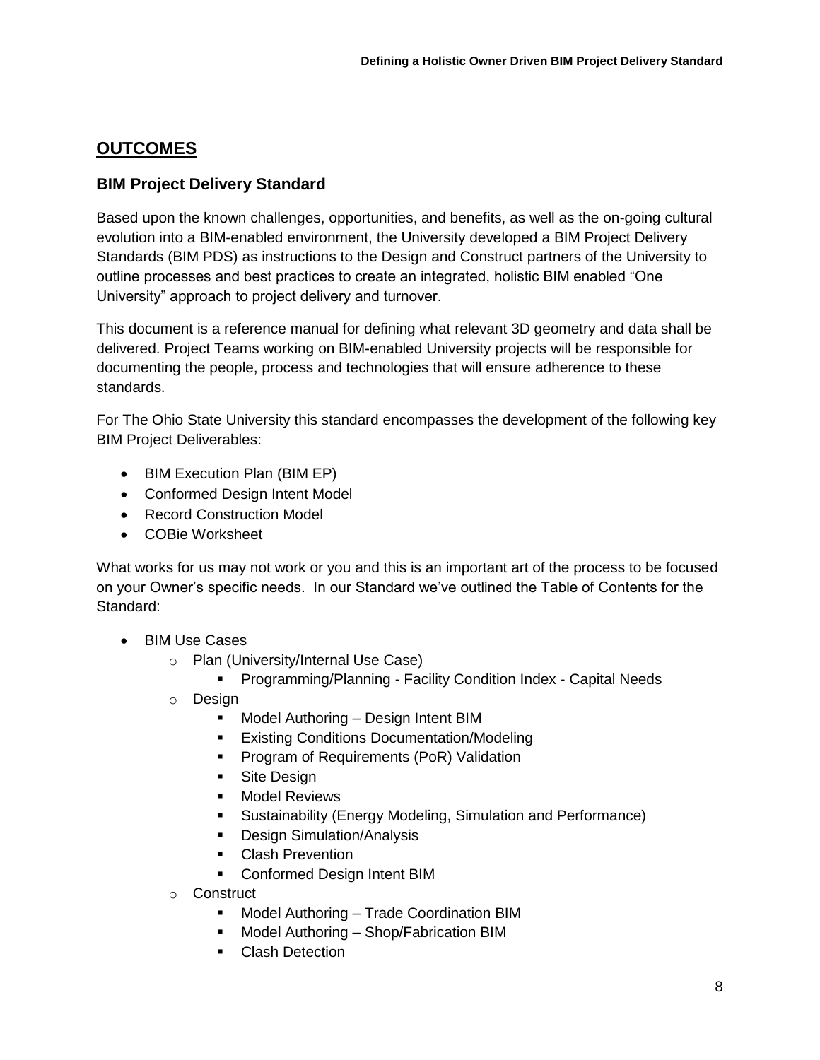## OUTCOMES

### BIM Project Delivery Standard

Based upon the known challenges, opportunities, and benefits, as well as the on-going cultural evolution into a BIM-enabled environment, the University developed a BIM Project Delivery Standards (BIM PDS) as instructions to the Design and Construct partners of the University to outline processes and best practices to create an integrated, holistic BIM enabled "One University" approach to project delivery and turnover.

This document is a reference manual for defining what relevant 3D geometry and data shall be delivered. Project Teams working on BIM-enabled University projects will be responsible for documenting the people, process and technologies that will ensure adherence to these standards.

For The Ohio State University this standard encompasses the development of the following key BIM Project Deliverables:

- BIM Execution Plan (BIM EP)
- Conformed Design Intent Model
- Record Construction Model
- COBie Worksheet

What works for us may not work or you and this is an important art of the process to be focused on your Owner's specific needs. In our Standard we've outlined the Table of Contents for the Standard:

- BIM Use Cases
  - Plan (University/Internal Use Case)
    - Programming/Planning - Facility Condition Index - Capital Needs
  - Design
    - Model Authoring – Design Intent BIM
    - Existing Conditions Documentation/Modeling
    - Program of Requirements (PoR) Validation
    - Site Design
    - Model Reviews
    - Sustainability (Energy Modeling, Simulation and Performance)
    - Design Simulation/Analysis
    - Clash Prevention
    - Conformed Design Intent BIM
  - Construct
    - Model Authoring – Trade Coordination BIM
    - Model Authoring – Shop/Fabrication BIM
    - Clash Detection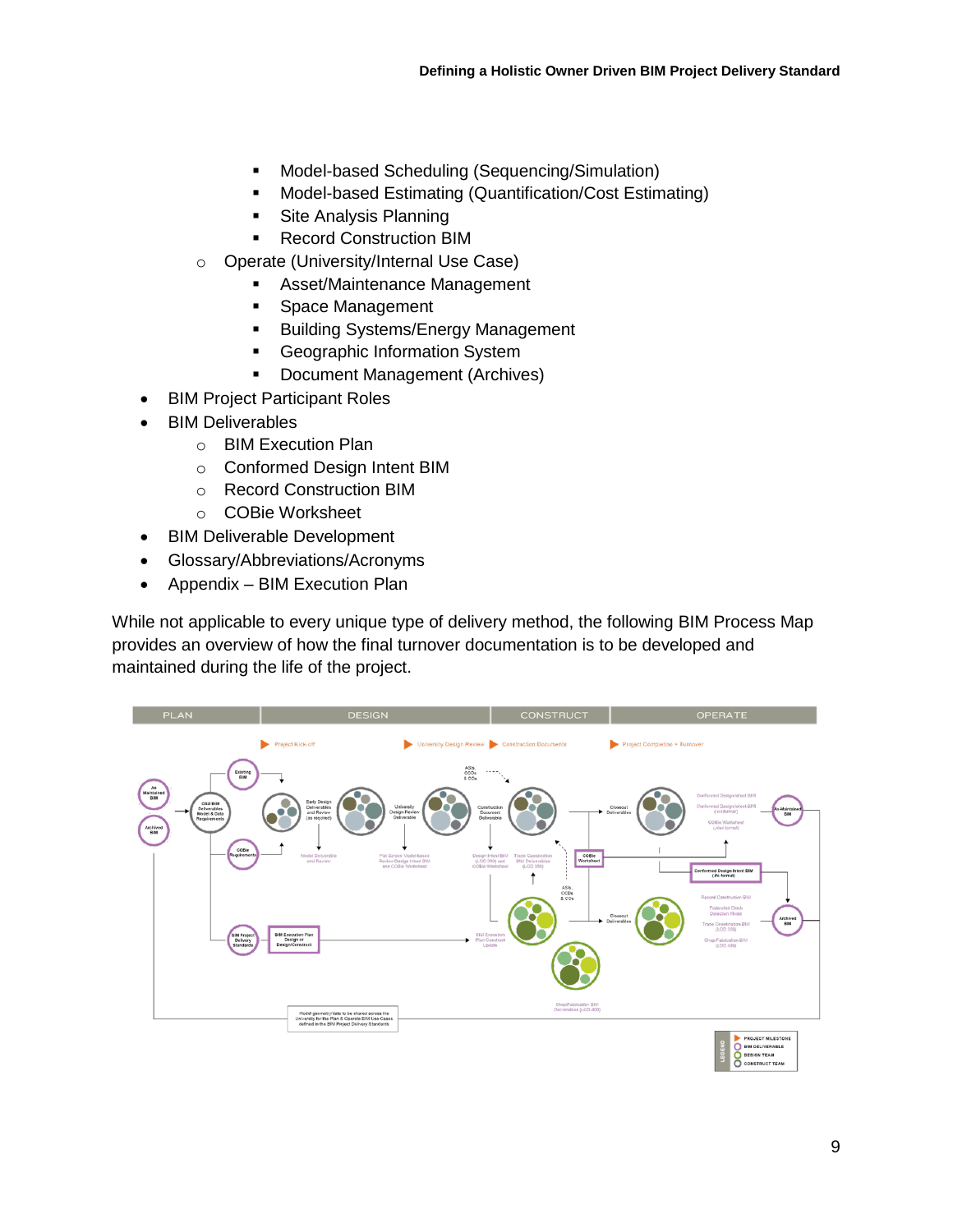- Model-based Scheduling (Sequencing/Simulation)
        - Model-based Estimating (Quantification/Cost Estimating)
        - Site Analysis Planning
        - Record Construction BIM
    - Operate (University/Internal Use Case)
        - Asset/Maintenance Management
        - Space Management
        - Building Systems/Energy Management
        - Geographic Information System
        - Document Management (Archives)
- BIM Project Participant Roles
- BIM Deliverables
    - BIM Execution Plan
    - Conformed Design Intent BIM
    - Record Construction BIM
    - COBie Worksheet
- BIM Deliverable Development
- Glossary/Abbreviations/Acronyms
- Appendix – BIM Execution Plan

While not applicable to every unique type of delivery method, the following BIM Process Map provides an overview of how the final turnover documentation is to be developed and maintained during the life of the project.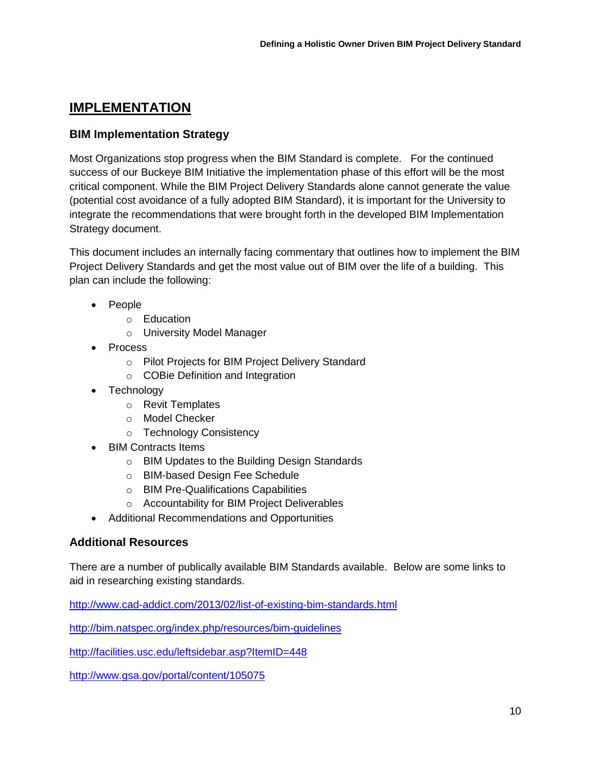# IMPLEMENTATION

## BIM Implementation Strategy

Most Organizations stop progress when the BIM Standard is complete. For the continued success of our Buckeye BIM Initiative the implementation phase of this effort will be the most critical component. While the BIM Project Delivery Standards alone cannot generate the value (potential cost avoidance of a fully adopted BIM Standard), it is important for the University to integrate the recommendations that were brought forth in the developed BIM Implementation Strategy document.

This document includes an internally facing commentary that outlines how to implement the BIM Project Delivery Standards and get the most value out of BIM over the life of a building. This plan can include the following:

- People
  - Education
  - University Model Manager
- Process
  - Pilot Projects for BIM Project Delivery Standard
  - COBie Definition and Integration
- Technology
  - Revit Templates
  - Model Checker
  - Technology Consistency
- BIM Contracts Items
  - BIM Updates to the Building Design Standards
  - BIM-based Design Fee Schedule
  - BIM Pre-Qualifications Capabilities
  - Accountability for BIM Project Deliverables
- Additional Recommendations and Opportunities

## Additional Resources

There are a number of publically available BIM Standards available. Below are some links to aid in researching existing standards.

http://www.cad-addict.com/2013/02/list-of-existing-bim-standards.html

http://bim.natspec.org/index.php/resources/bim-guidelines

http://facilities.usc.edu/leftsidebar.asp?ItemID=448

http://www.gsa.gov/portal/content/105075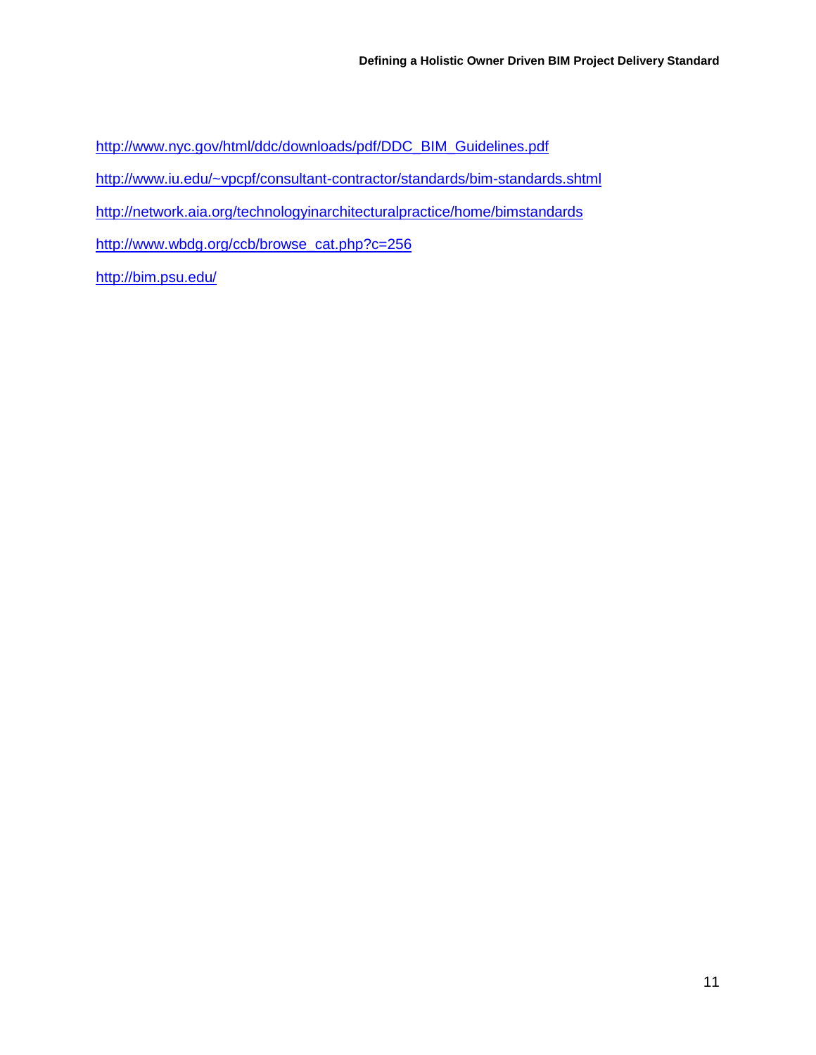http://www.nyc.gov/html/ddc/downloads/pdf/DDC_BIM_Guidelines.pdf

http://www.iu.edu/~vpcpf/consultant-contractor/standards/bim-standards.shtml

http://network.aia.org/technologyinarchitecturalpractice/home/bimstandards

http://www.wbdg.org/ccb/browse_cat.php?c=256

http://bim.psu.edu/